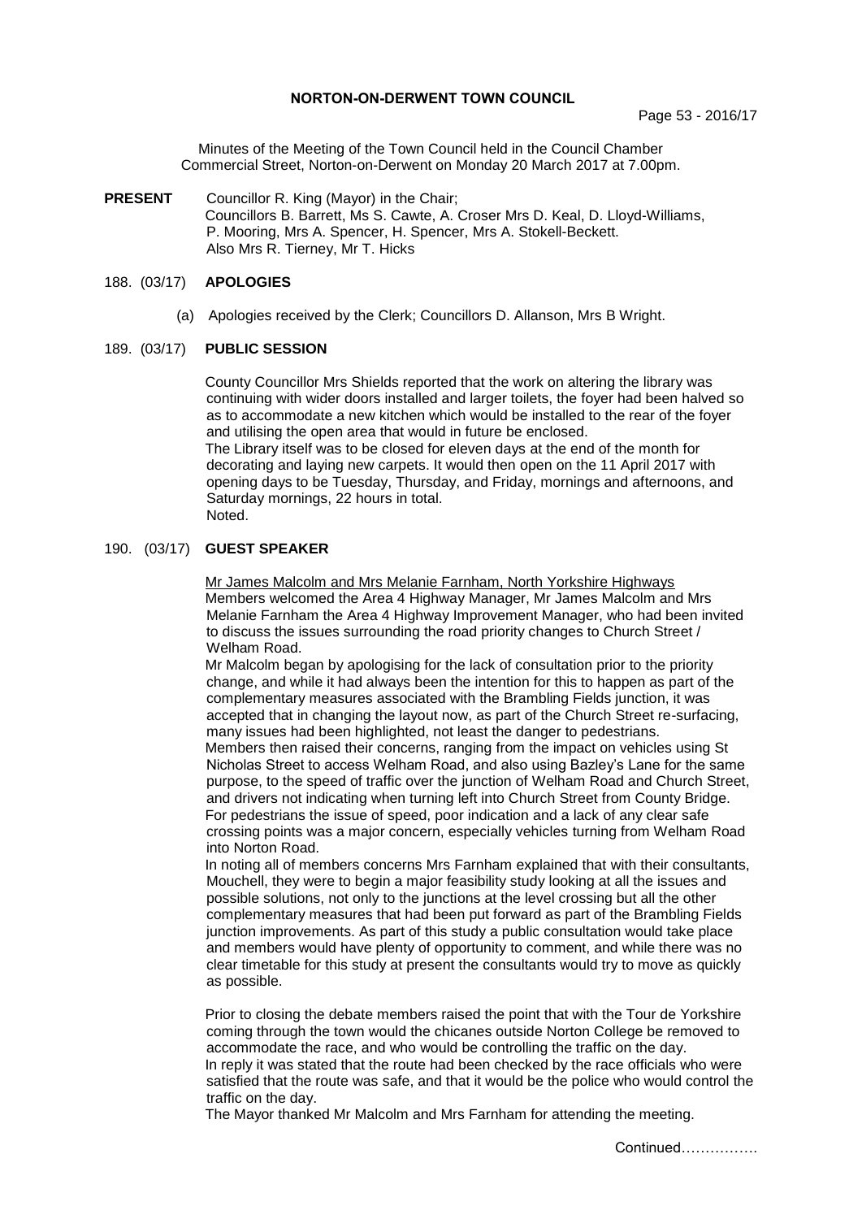**NORTON-ON-DERWENT TOWN COUNCIL**

Page 53 - 2016/17

Minutes of the Meeting of the Town Council held in the Council Chamber Commercial Street, Norton-on-Derwent on Monday 20 March 2017 at 7.00pm.

**PRESENT** Councillor R. King (Mayor) in the Chair;
Councillors B. Barrett, Ms S. Cawte, A. Croser Mrs D. Keal, D. Lloyd-Williams, P. Mooring, Mrs A. Spencer, H. Spencer, Mrs A. Stokell-Beckett.
Also Mrs R. Tierney, Mr T. Hicks

## 188. (03/17) APOLOGIES

(a) Apologies received by the Clerk; Councillors D. Allanson, Mrs B Wright.

## 189. (03/17) PUBLIC SESSION

County Councillor Mrs Shields reported that the work on altering the library was continuing with wider doors installed and larger toilets, the foyer had been halved so as to accommodate a new kitchen which would be installed to the rear of the foyer and utilising the open area that would in future be enclosed.
The Library itself was to be closed for eleven days at the end of the month for decorating and laying new carpets. It would then open on the 11 April 2017 with opening days to be Tuesday, Thursday, and Friday, mornings and afternoons, and Saturday mornings, 22 hours in total.
Noted.

## 190. (03/17) GUEST SPEAKER

Mr James Malcolm and Mrs Melanie Farnham, North Yorkshire Highways
Members welcomed the Area 4 Highway Manager, Mr James Malcolm and Mrs Melanie Farnham the Area 4 Highway Improvement Manager, who had been invited to discuss the issues surrounding the road priority changes to Church Street / Welham Road.
Mr Malcolm began by apologising for the lack of consultation prior to the priority change, and while it had always been the intention for this to happen as part of the complementary measures associated with the Brambling Fields junction, it was accepted that in changing the layout now, as part of the Church Street re-surfacing, many issues had been highlighted, not least the danger to pedestrians.
Members then raised their concerns, ranging from the impact on vehicles using St Nicholas Street to access Welham Road, and also using Bazley's Lane for the same purpose, to the speed of traffic over the junction of Welham Road and Church Street, and drivers not indicating when turning left into Church Street from County Bridge. For pedestrians the issue of speed, poor indication and a lack of any clear safe crossing points was a major concern, especially vehicles turning from Welham Road into Norton Road.
In noting all of members concerns Mrs Farnham explained that with their consultants, Mouchell, they were to begin a major feasibility study looking at all the issues and possible solutions, not only to the junctions at the level crossing but all the other complementary measures that had been put forward as part of the Brambling Fields junction improvements. As part of this study a public consultation would take place and members would have plenty of opportunity to comment, and while there was no clear timetable for this study at present the consultants would try to move as quickly as possible.

Prior to closing the debate members raised the point that with the Tour de Yorkshire coming through the town would the chicanes outside Norton College be removed to accommodate the race, and who would be controlling the traffic on the day.
In reply it was stated that the route had been checked by the race officials who were satisfied that the route was safe, and that it would be the police who would control the traffic on the day.
The Mayor thanked Mr Malcolm and Mrs Farnham for attending the meeting.

Continued…………….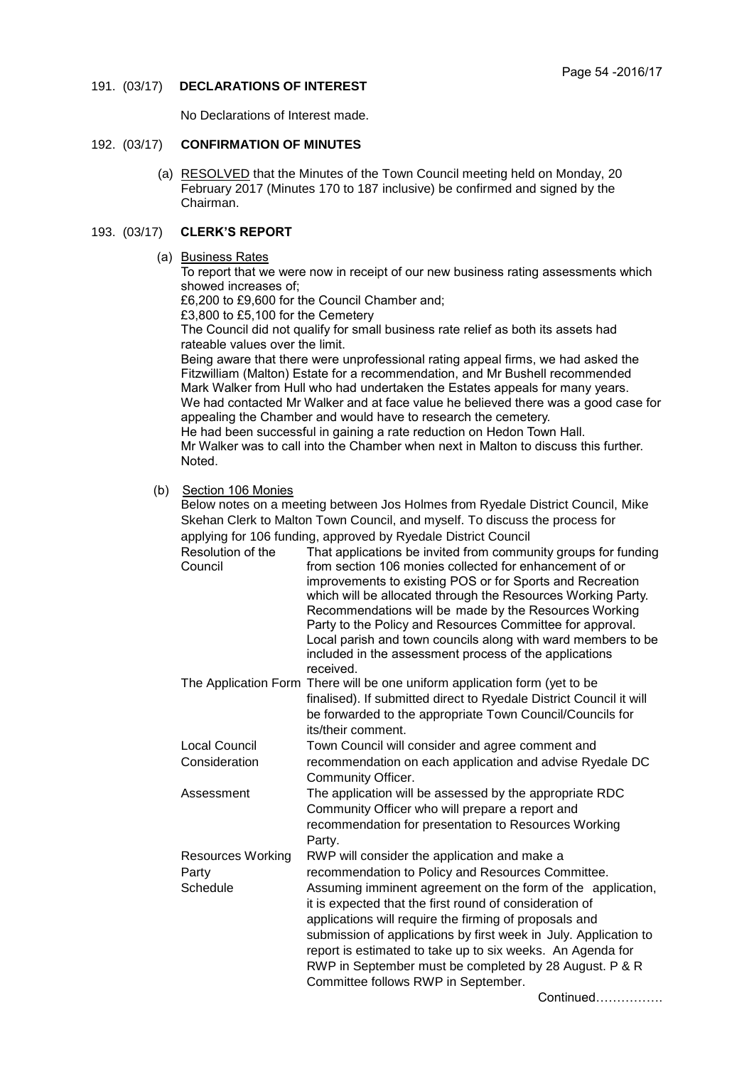191. (03/17) **DECLARATIONS OF INTEREST**

No Declarations of Interest made.

192. (03/17) **CONFIRMATION OF MINUTES**

(a) RESOLVED that the Minutes of the Town Council meeting held on Monday, 20 February 2017 (Minutes 170 to 187 inclusive) be confirmed and signed by the Chairman.

193. (03/17) **CLERK'S REPORT**

(a) Business Rates

To report that we were now in receipt of our new business rating assessments which showed increases of;
£6,200 to £9,600 for the Council Chamber and;
£3,800 to £5,100 for the Cemetery
The Council did not qualify for small business rate relief as both its assets had rateable values over the limit.
Being aware that there were unprofessional rating appeal firms, we had asked the Fitzwilliam (Malton) Estate for a recommendation, and Mr Bushell recommended Mark Walker from Hull who had undertaken the Estates appeals for many years.
We had contacted Mr Walker and at face value he believed there was a good case for appealing the Chamber and would have to research the cemetery.
He had been successful in gaining a rate reduction on Hedon Town Hall.
Mr Walker was to call into the Chamber when next in Malton to discuss this further.
Noted.

(b) Section 106 Monies

Below notes on a meeting between Jos Holmes from Ryedale District Council, Mike Skehan Clerk to Malton Town Council, and myself. To discuss the process for applying for 106 funding, approved by Ryedale District Council

| | |
|---|---|
| Resolution of the Council | That applications be invited from community groups for funding from section 106 monies collected for enhancement of or improvements to existing POS or for Sports and Recreation which will be allocated through the Resources Working Party. Recommendations will be made by the Resources Working Party to the Policy and Resources Committee for approval. Local parish and town councils along with ward members to be included in the assessment process of the applications received. |
| The Application Form | There will be one uniform application form (yet to be finalised). If submitted direct to Ryedale District Council it will be forwarded to the appropriate Town Council/Councils for its/their comment. |
| Local Council Consideration | Town Council will consider and agree comment and recommendation on each application and advise Ryedale DC Community Officer. |
| Assessment | The application will be assessed by the appropriate RDC Community Officer who will prepare a report and recommendation for presentation to Resources Working Party. |
| Resources Working Party | RWP will consider the application and make a recommendation to Policy and Resources Committee. |
| Schedule | Assuming imminent agreement on the form of the application, it is expected that the first round of consideration of applications will require the firming of proposals and submission of applications by first week in July. Application to report is estimated to take up to six weeks. An Agenda for RWP in September must be completed by 28 August. P & R Committee follows RWP in September. |

Continued…………….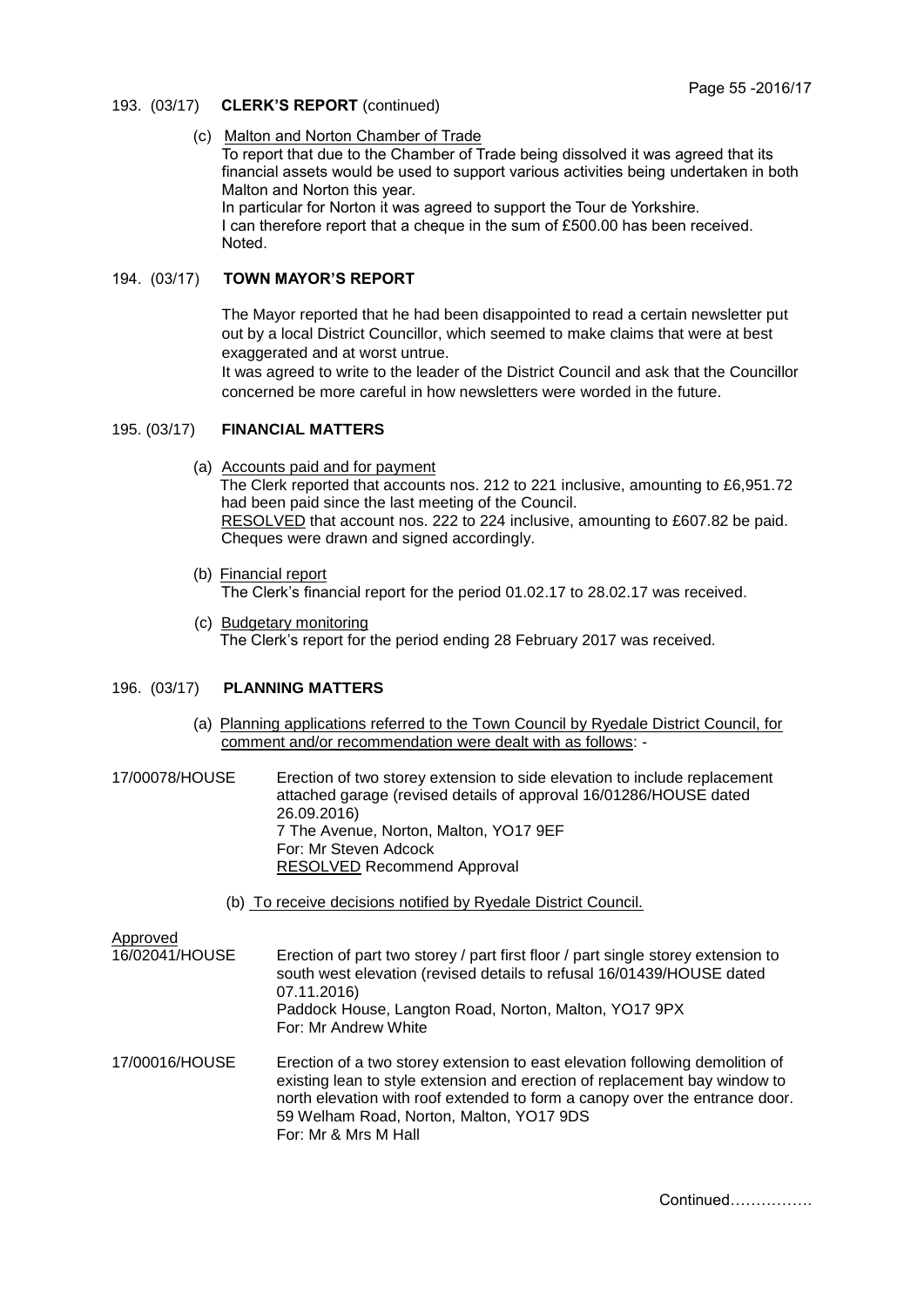193. (03/17) **CLERK'S REPORT** (continued)

(c) Malton and Norton Chamber of Trade

To report that due to the Chamber of Trade being dissolved it was agreed that its financial assets would be used to support various activities being undertaken in both Malton and Norton this year.

In particular for Norton it was agreed to support the Tour de Yorkshire.

I can therefore report that a cheque in the sum of £500.00 has been received.

Noted.

194. (03/17) **TOWN MAYOR'S REPORT**

The Mayor reported that he had been disappointed to read a certain newsletter put out by a local District Councillor, which seemed to make claims that were at best exaggerated and at worst untrue.

It was agreed to write to the leader of the District Council and ask that the Councillor concerned be more careful in how newsletters were worded in the future.

195. (03/17) **FINANCIAL MATTERS**

(a) Accounts paid and for payment

The Clerk reported that accounts nos. 212 to 221 inclusive, amounting to £6,951.72 had been paid since the last meeting of the Council.

RESOLVED that account nos. 222 to 224 inclusive, amounting to £607.82 be paid.

Cheques were drawn and signed accordingly.

(b) Financial report

The Clerk's financial report for the period 01.02.17 to 28.02.17 was received.

(c) Budgetary monitoring

The Clerk's report for the period ending 28 February 2017 was received.

196. (03/17) **PLANNING MATTERS**

(a) Planning applications referred to the Town Council by Ryedale District Council, for comment and/or recommendation were dealt with as follows: -

17/00078/HOUSE
Erection of two storey extension to side elevation to include replacement attached garage (revised details of approval 16/01286/HOUSE dated 26.09.2016)
7 The Avenue, Norton, Malton, YO17 9EF
For: Mr Steven Adcock
RESOLVED Recommend Approval

(b) To receive decisions notified by Ryedale District Council.

Approved

16/02041/HOUSE
Erection of part two storey / part first floor / part single storey extension to south west elevation (revised details to refusal 16/01439/HOUSE dated 07.11.2016)
Paddock House, Langton Road, Norton, Malton, YO17 9PX
For: Mr Andrew White

17/00016/HOUSE
Erection of a two storey extension to east elevation following demolition of existing lean to style extension and erection of replacement bay window to north elevation with roof extended to form a canopy over the entrance door.
59 Welham Road, Norton, Malton, YO17 9DS
For: Mr & Mrs M Hall

Continued…………….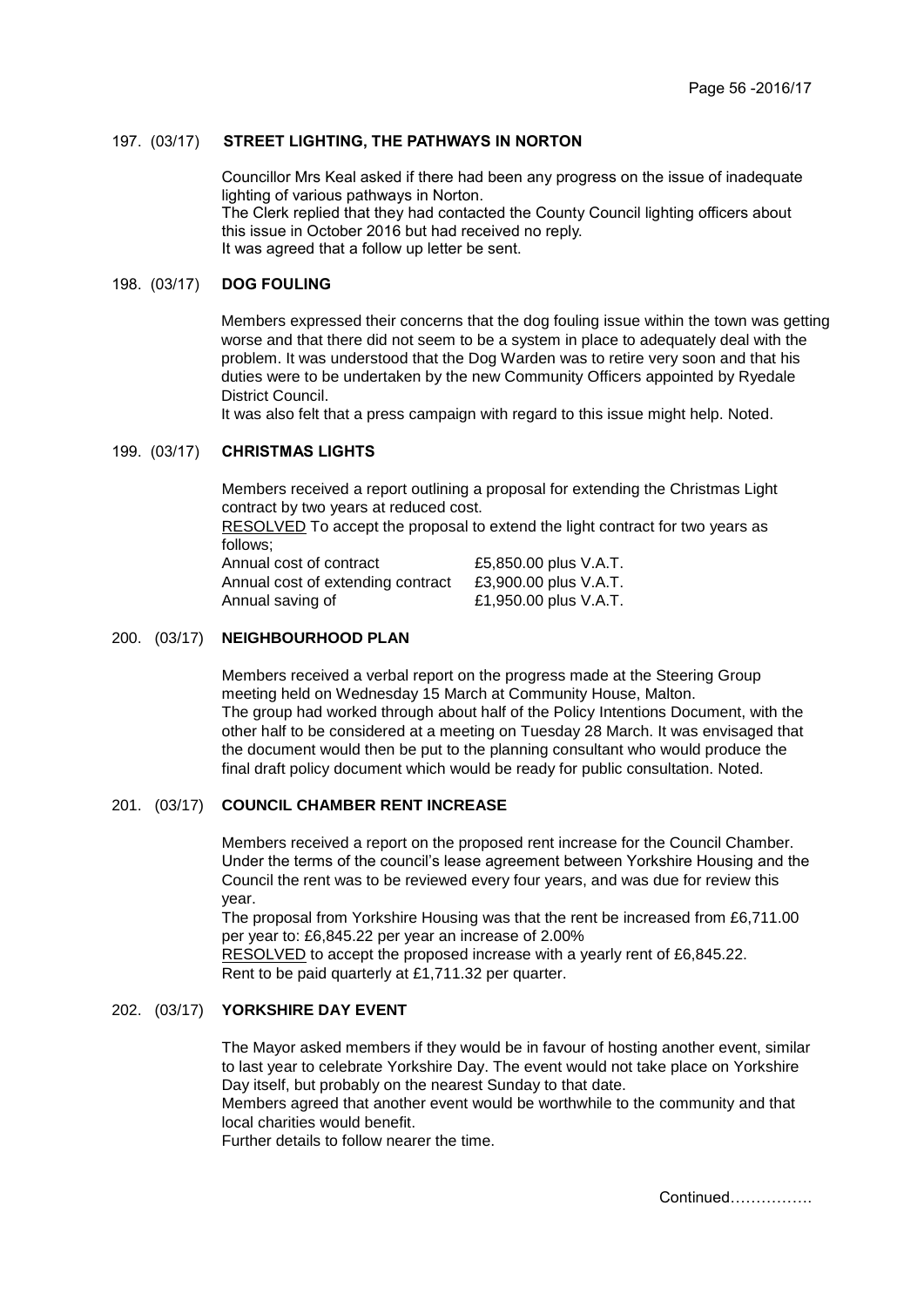## 197. (03/17) STREET LIGHTING, THE PATHWAYS IN NORTON

Councillor Mrs Keal asked if there had been any progress on the issue of inadequate lighting of various pathways in Norton.
The Clerk replied that they had contacted the County Council lighting officers about this issue in October 2016 but had received no reply.
It was agreed that a follow up letter be sent.

## 198. (03/17) DOG FOULING

Members expressed their concerns that the dog fouling issue within the town was getting worse and that there did not seem to be a system in place to adequately deal with the problem. It was understood that the Dog Warden was to retire very soon and that his duties were to be undertaken by the new Community Officers appointed by Ryedale District Council.
It was also felt that a press campaign with regard to this issue might help. Noted.

## 199. (03/17) CHRISTMAS LIGHTS

Members received a report outlining a proposal for extending the Christmas Light contract by two years at reduced cost.
RESOLVED To accept the proposal to extend the light contract for two years as follows;

| | |
|---|---|
| Annual cost of contract | £5,850.00 plus V.A.T. |
| Annual cost of extending contract | £3,900.00 plus V.A.T. |
| Annual saving of | £1,950.00 plus V.A.T. |

## 200. (03/17) NEIGHBOURHOOD PLAN

Members received a verbal report on the progress made at the Steering Group meeting held on Wednesday 15 March at Community House, Malton.
The group had worked through about half of the Policy Intentions Document, with the other half to be considered at a meeting on Tuesday 28 March. It was envisaged that the document would then be put to the planning consultant who would produce the final draft policy document which would be ready for public consultation. Noted.

## 201. (03/17) COUNCIL CHAMBER RENT INCREASE

Members received a report on the proposed rent increase for the Council Chamber. Under the terms of the council's lease agreement between Yorkshire Housing and the Council the rent was to be reviewed every four years, and was due for review this year.
The proposal from Yorkshire Housing was that the rent be increased from £6,711.00 per year to: £6,845.22 per year an increase of 2.00%
RESOLVED to accept the proposed increase with a yearly rent of £6,845.22.
Rent to be paid quarterly at £1,711.32 per quarter.

## 202. (03/17) YORKSHIRE DAY EVENT

The Mayor asked members if they would be in favour of hosting another event, similar to last year to celebrate Yorkshire Day. The event would not take place on Yorkshire Day itself, but probably on the nearest Sunday to that date.
Members agreed that another event would be worthwhile to the community and that local charities would benefit.
Further details to follow nearer the time.

Continued…………….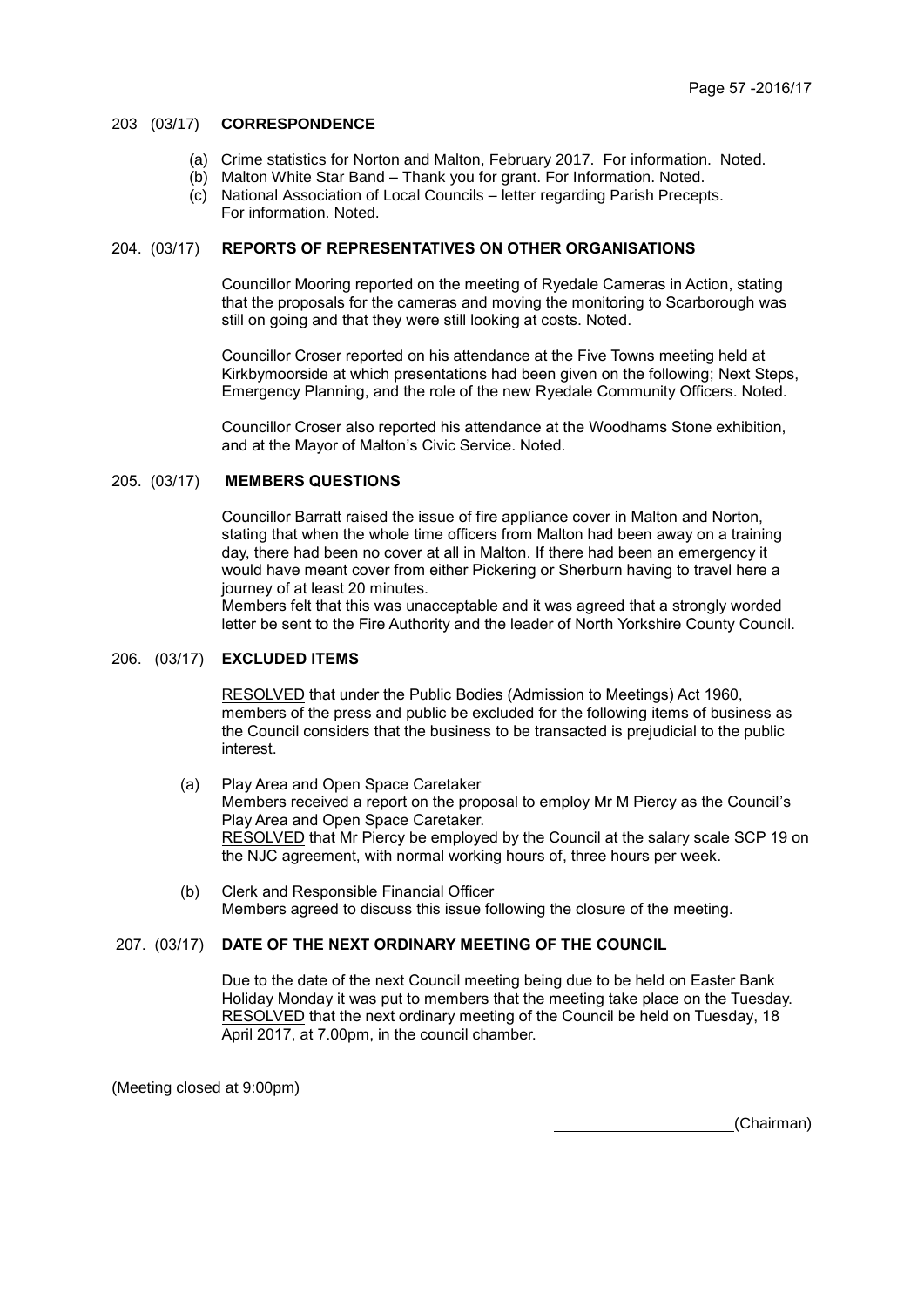## 203 (03/17) CORRESPONDENCE

(a) Crime statistics for Norton and Malton, February 2017. For information. Noted.
(b) Malton White Star Band – Thank you for grant. For Information. Noted.
(c) National Association of Local Councils – letter regarding Parish Precepts. For information. Noted.

## 204. (03/17) REPORTS OF REPRESENTATIVES ON OTHER ORGANISATIONS

Councillor Mooring reported on the meeting of Ryedale Cameras in Action, stating that the proposals for the cameras and moving the monitoring to Scarborough was still on going and that they were still looking at costs. Noted.

Councillor Croser reported on his attendance at the Five Towns meeting held at Kirkbymoorside at which presentations had been given on the following; Next Steps, Emergency Planning, and the role of the new Ryedale Community Officers. Noted.

Councillor Croser also reported his attendance at the Woodhams Stone exhibition, and at the Mayor of Malton's Civic Service. Noted.

## 205. (03/17) MEMBERS QUESTIONS

Councillor Barratt raised the issue of fire appliance cover in Malton and Norton, stating that when the whole time officers from Malton had been away on a training day, there had been no cover at all in Malton. If there had been an emergency it would have meant cover from either Pickering or Sherburn having to travel here a journey of at least 20 minutes.
Members felt that this was unacceptable and it was agreed that a strongly worded letter be sent to the Fire Authority and the leader of North Yorkshire County Council.

## 206. (03/17) EXCLUDED ITEMS

RESOLVED that under the Public Bodies (Admission to Meetings) Act 1960, members of the press and public be excluded for the following items of business as the Council considers that the business to be transacted is prejudicial to the public interest.

(a) Play Area and Open Space Caretaker
Members received a report on the proposal to employ Mr M Piercy as the Council's Play Area and Open Space Caretaker.
RESOLVED that Mr Piercy be employed by the Council at the salary scale SCP 19 on the NJC agreement, with normal working hours of, three hours per week.

(b) Clerk and Responsible Financial Officer
Members agreed to discuss this issue following the closure of the meeting.

## 207. (03/17) DATE OF THE NEXT ORDINARY MEETING OF THE COUNCIL

Due to the date of the next Council meeting being due to be held on Easter Bank Holiday Monday it was put to members that the meeting take place on the Tuesday.
RESOLVED that the next ordinary meeting of the Council be held on Tuesday, 18 April 2017, at 7.00pm, in the council chamber.

(Meeting closed at 9:00pm)

____________________(Chairman)